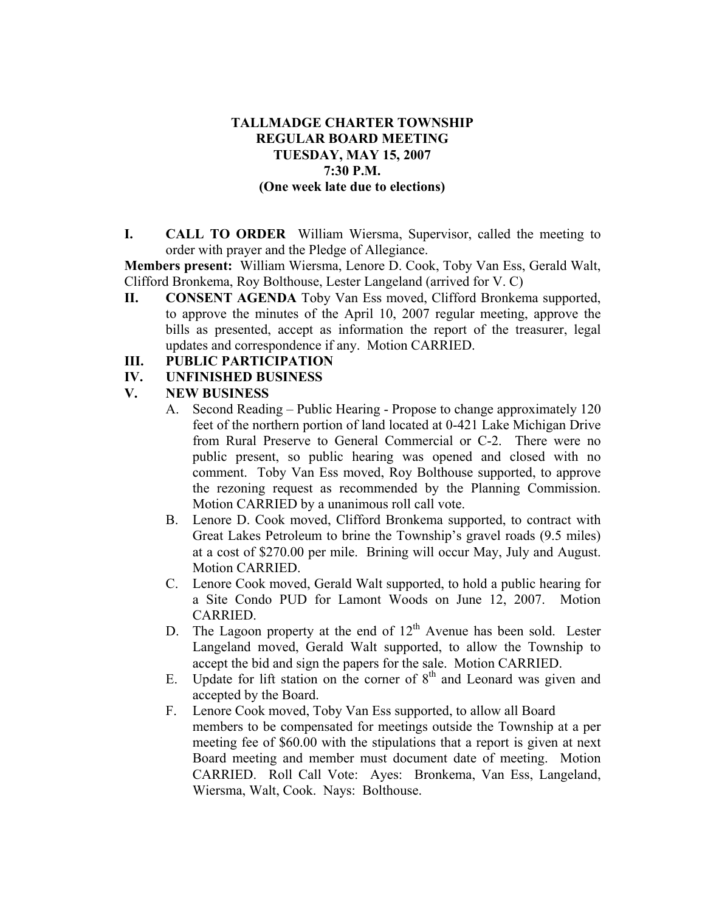**TALLMADGE CHARTER TOWNSHIP**
**REGULAR BOARD MEETING**
**TUESDAY, MAY 15, 2007**
**7:30 P.M.**
**(One week late due to elections)**

**I. CALL TO ORDER** William Wiersma, Supervisor, called the meeting to order with prayer and the Pledge of Allegiance.

**Members present:** William Wiersma, Lenore D. Cook, Toby Van Ess, Gerald Walt, Clifford Bronkema, Roy Bolthouse, Lester Langeland (arrived for V. C)

**II. CONSENT AGENDA** Toby Van Ess moved, Clifford Bronkema supported, to approve the minutes of the April 10, 2007 regular meeting, approve the bills as presented, accept as information the report of the treasurer, legal updates and correspondence if any. Motion CARRIED.

**III. PUBLIC PARTICIPATION**

**IV. UNFINISHED BUSINESS**

**V. NEW BUSINESS**

A. Second Reading – Public Hearing - Propose to change approximately 120 feet of the northern portion of land located at 0-421 Lake Michigan Drive from Rural Preserve to General Commercial or C-2. There were no public present, so public hearing was opened and closed with no comment. Toby Van Ess moved, Roy Bolthouse supported, to approve the rezoning request as recommended by the Planning Commission. Motion CARRIED by a unanimous roll call vote.

B. Lenore D. Cook moved, Clifford Bronkema supported, to contract with Great Lakes Petroleum to brine the Township's gravel roads (9.5 miles) at a cost of $270.00 per mile. Brining will occur May, July and August. Motion CARRIED.

C. Lenore Cook moved, Gerald Walt supported, to hold a public hearing for a Site Condo PUD for Lamont Woods on June 12, 2007. Motion CARRIED.

D. The Lagoon property at the end of 12th Avenue has been sold. Lester Langeland moved, Gerald Walt supported, to allow the Township to accept the bid and sign the papers for the sale. Motion CARRIED.

E. Update for lift station on the corner of 8th and Leonard was given and accepted by the Board.

F. Lenore Cook moved, Toby Van Ess supported, to allow all Board members to be compensated for meetings outside the Township at a per meeting fee of $60.00 with the stipulations that a report is given at next Board meeting and member must document date of meeting. Motion CARRIED. Roll Call Vote: Ayes: Bronkema, Van Ess, Langeland, Wiersma, Walt, Cook. Nays: Bolthouse.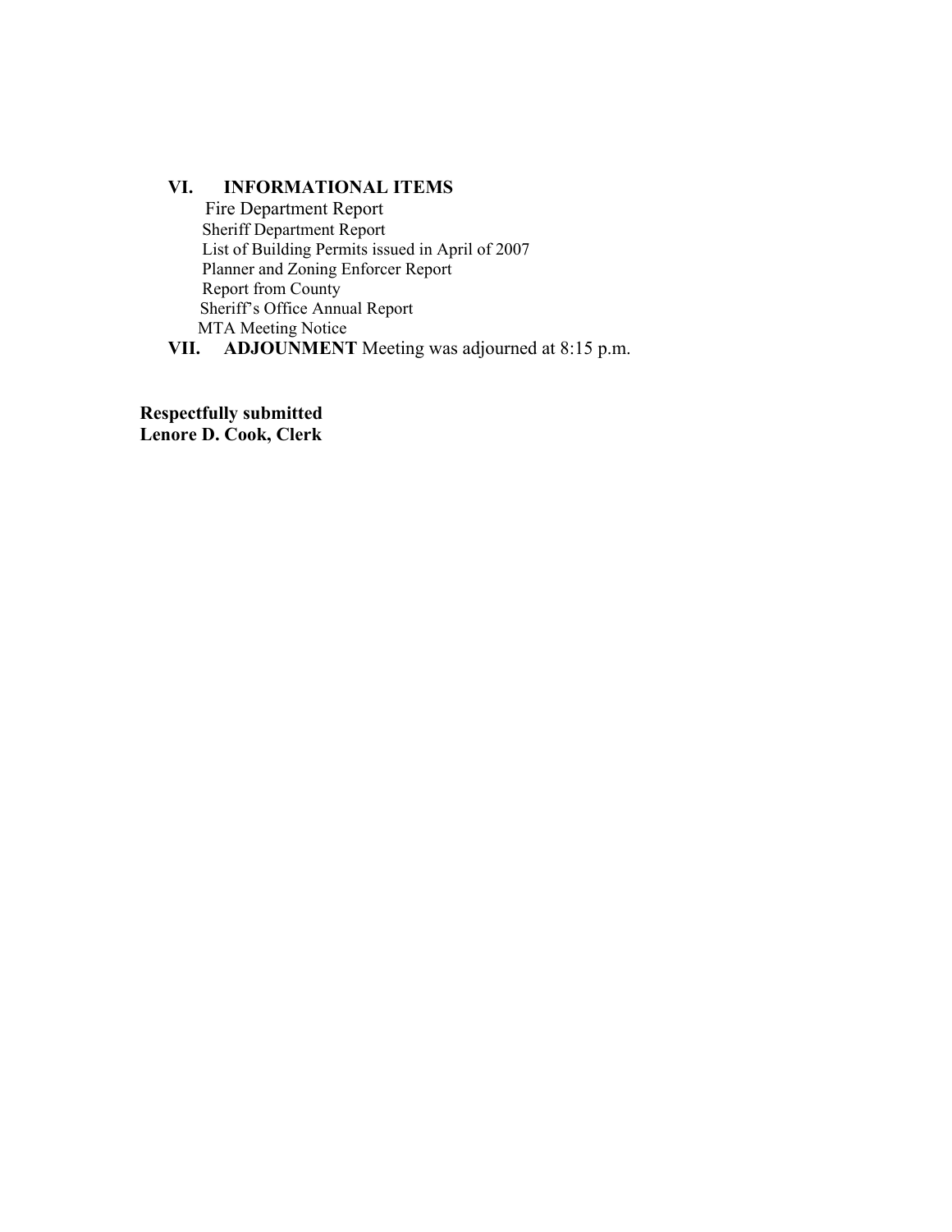## VI. INFORMATIONAL ITEMS

Fire Department Report
Sheriff Department Report
List of Building Permits issued in April of 2007
Planner and Zoning Enforcer Report
Report from County
Sheriff's Office Annual Report
MTA Meeting Notice

## VII. ADJOUNMENT

Meeting was adjourned at 8:15 p.m.

**Respectfully submitted**
**Lenore D. Cook, Clerk**